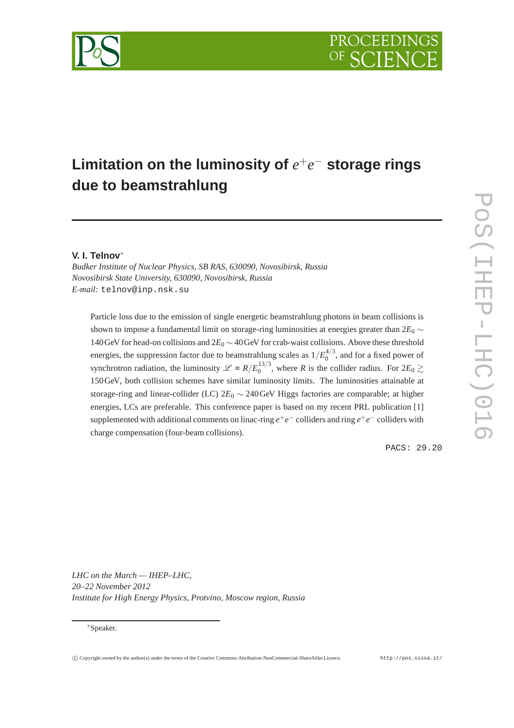# Limitation on the luminosity of $e^+e^-$ storage rings due to beamstrahlung

**V. I. Telnov***

*Budker Institute of Nuclear Physics, SB RAS, 630090, Novosibirsk, Russia*
*Novosibirsk State University, 630090, Novosibirsk, Russia*
*E-mail:* telnov@inp.nsk.su

Particle loss due to the emission of single energetic beamstrahlung photons in beam collisions is shown to impose a fundamental limit on storage-ring luminosities at energies greater than $2E_0 \sim 140$ GeV for head-on collisions and $2E_0 \sim 40$ GeV for crab-waist collisions. Above these threshold energies, the suppression factor due to beamstrahlung scales as $1/E_0^{4/3}$, and for a fixed power of synchrotron radiation, the luminosity $\mathscr{L} \propto R/E_0^{13/3}$, where $R$ is the collider radius. For $2E_0 \gtrsim 150$ GeV, both collision schemes have similar luminosity limits. The luminosities attainable at storage-ring and linear-collider (LC) $2E_0 \sim 240$ GeV Higgs factories are comparable; at higher energies, LCs are preferable. This conference paper is based on my recent PRL publication [1] supplemented with additional comments on linac-ring $e^+e^-$ colliders and ring $e^+e^-$ colliders with charge compensation (four-beam collisions).

PACS: 29.20

*LHC on the March — IHEP–LHC,*
*20–22 November 2012*
*Institute for High Energy Physics, Protvino, Moscow region, Russia*

*Speaker.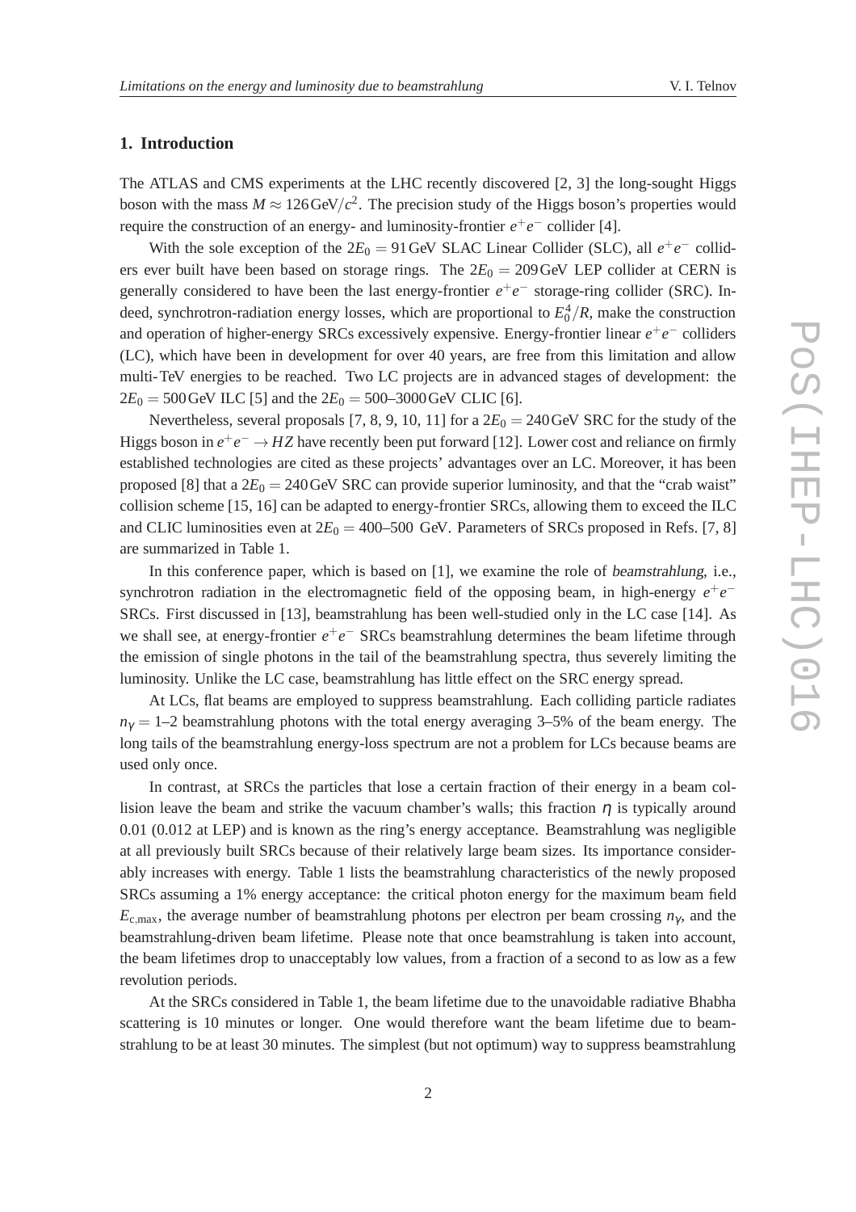## 1. Introduction

The ATLAS and CMS experiments at the LHC recently discovered [2, 3] the long-sought Higgs boson with the mass $M \approx 126\,\text{GeV}/c^2$. The precision study of the Higgs boson's properties would require the construction of an energy- and luminosity-frontier $e^+e^-$ collider [4].

With the sole exception of the $2E_0 = 91\,\text{GeV}$ SLAC Linear Collider (SLC), all $e^+e^-$ colliders ever built have been based on storage rings. The $2E_0 = 209\,\text{GeV}$ LEP collider at CERN is generally considered to have been the last energy-frontier $e^+e^-$ storage-ring collider (SRC). Indeed, synchrotron-radiation energy losses, which are proportional to $E_0^4/R$, make the construction and operation of higher-energy SRCs excessively expensive. Energy-frontier linear $e^+e^-$ colliders (LC), which have been in development for over 40 years, are free from this limitation and allow multi-TeV energies to be reached. Two LC projects are in advanced stages of development: the $2E_0 = 500\,\text{GeV}$ ILC [5] and the $2E_0 = 500$–$3000\,\text{GeV}$ CLIC [6].

Nevertheless, several proposals [7, 8, 9, 10, 11] for a $2E_0 = 240\,\text{GeV}$ SRC for the study of the Higgs boson in $e^+e^- \to HZ$ have recently been put forward [12]. Lower cost and reliance on firmly established technologies are cited as these projects' advantages over an LC. Moreover, it has been proposed [8] that a $2E_0 = 240\,\text{GeV}$ SRC can provide superior luminosity, and that the "crab waist" collision scheme [15, 16] can be adapted to energy-frontier SRCs, allowing them to exceed the ILC and CLIC luminosities even at $2E_0 = 400$–$500$ GeV. Parameters of SRCs proposed in Refs. [7, 8] are summarized in Table 1.

In this conference paper, which is based on [1], we examine the role of *beamstrahlung*, i.e., synchrotron radiation in the electromagnetic field of the opposing beam, in high-energy $e^+e^-$ SRCs. First discussed in [13], beamstrahlung has been well-studied only in the LC case [14]. As we shall see, at energy-frontier $e^+e^-$ SRCs beamstrahlung determines the beam lifetime through the emission of single photons in the tail of the beamstrahlung spectra, thus severely limiting the luminosity. Unlike the LC case, beamstrahlung has little effect on the SRC energy spread.

At LCs, flat beams are employed to suppress beamstrahlung. Each colliding particle radiates $n_\gamma = 1$–$2$ beamstrahlung photons with the total energy averaging 3–5% of the beam energy. The long tails of the beamstrahlung energy-loss spectrum are not a problem for LCs because beams are used only once.

In contrast, at SRCs the particles that lose a certain fraction of their energy in a beam collision leave the beam and strike the vacuum chamber's walls; this fraction $\eta$ is typically around 0.01 (0.012 at LEP) and is known as the ring's energy acceptance. Beamstrahlung was negligible at all previously built SRCs because of their relatively large beam sizes. Its importance considerably increases with energy. Table 1 lists the beamstrahlung characteristics of the newly proposed SRCs assuming a 1% energy acceptance: the critical photon energy for the maximum beam field $E_{\text{c,max}}$, the average number of beamstrahlung photons per electron per beam crossing $n_\gamma$, and the beamstrahlung-driven beam lifetime. Please note that once beamstrahlung is taken into account, the beam lifetimes drop to unacceptably low values, from a fraction of a second to as low as a few revolution periods.

At the SRCs considered in Table 1, the beam lifetime due to the unavoidable radiative Bhabha scattering is 10 minutes or longer. One would therefore want the beam lifetime due to beamstrahlung to be at least 30 minutes. The simplest (but not optimum) way to suppress beamstrahlung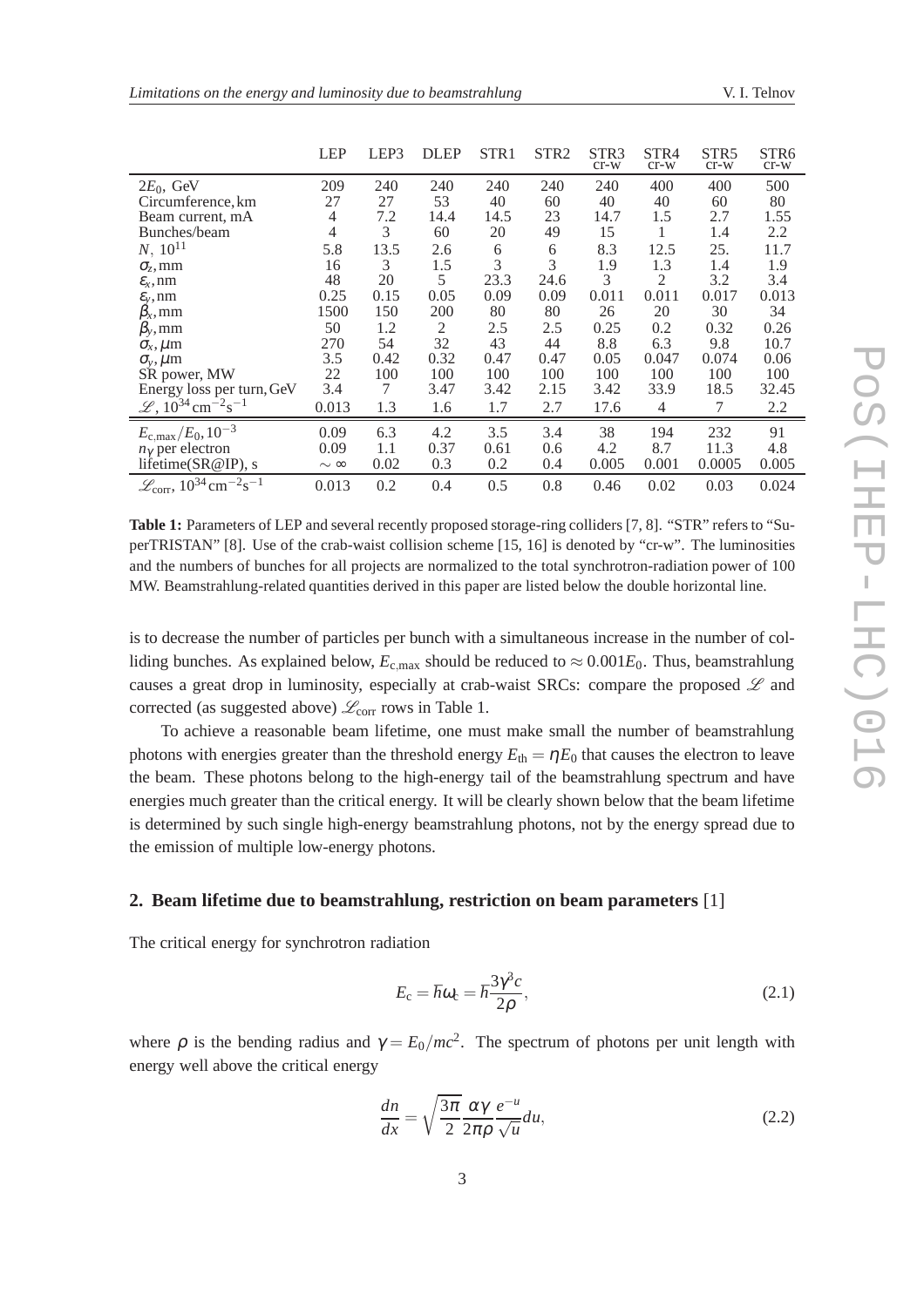| | LEP | LEP3 | DLEP | STR1 | STR2 | STR3 cr-w | STR4 cr-w | STR5 cr-w | STR6 cr-w |
|---|---|---|---|---|---|---|---|---|---|
| $2E_0$, GeV | 209 | 240 | 240 | 240 | 240 | 240 | 400 | 400 | 500 |
| Circumference, km | 27 | 27 | 53 | 40 | 60 | 40 | 40 | 60 | 80 |
| Beam current, mA | 4 | 7.2 | 14.4 | 14.5 | 23 | 14.7 | 1.5 | 2.7 | 1.55 |
| Bunches/beam | 4 | 3 | 60 | 20 | 49 | 15 | 1 | 1.4 | 2.2 |
| $N$, $10^{11}$ | 5.8 | 13.5 | 2.6 | 6 | 6 | 8.3 | 12.5 | 25. | 11.7 |
| $\sigma_z$, mm | 16 | 3 | 1.5 | 3 | 3 | 1.9 | 1.3 | 1.4 | 1.9 |
| $\varepsilon_x$, nm | 48 | 20 | 5 | 23.3 | 24.6 | 3 | 2 | 3.2 | 3.4 |
| $\varepsilon_y$, nm | 0.25 | 0.15 | 0.05 | 0.09 | 0.09 | 0.011 | 0.011 | 0.017 | 0.013 |
| $\beta_x$, mm | 1500 | 150 | 200 | 80 | 80 | 26 | 20 | 30 | 34 |
| $\beta_y$, mm | 50 | 1.2 | 2 | 2.5 | 2.5 | 0.25 | 0.2 | 0.32 | 0.26 |
| $\sigma_x$, $\mu$m | 270 | 54 | 32 | 43 | 44 | 8.8 | 6.3 | 9.8 | 10.7 |
| $\sigma_y$, $\mu$m | 3.5 | 0.42 | 0.32 | 0.47 | 0.47 | 0.05 | 0.047 | 0.074 | 0.06 |
| SR power, MW | 22 | 100 | 100 | 100 | 100 | 100 | 100 | 100 | 100 |
| Energy loss per turn, GeV | 3.4 | 7 | 3.47 | 3.42 | 2.15 | 3.42 | 33.9 | 18.5 | 32.45 |
| $\mathscr{L}$, $10^{34}\,\mathrm{cm^{-2}s^{-1}}$ | 0.013 | 1.3 | 1.6 | 1.7 | 2.7 | 17.6 | 4 | 7 | 2.2 |
| $E_{\mathrm{c,max}}/E_0, 10^{-3}$ | 0.09 | 6.3 | 4.2 | 3.5 | 3.4 | 38 | 194 | 232 | 91 |
| $n_\gamma$ per electron | 0.09 | 1.1 | 0.37 | 0.61 | 0.6 | 4.2 | 8.7 | 11.3 | 4.8 |
| lifetime(SR@IP), s | $\sim\infty$ | 0.02 | 0.3 | 0.2 | 0.4 | 0.005 | 0.001 | 0.0005 | 0.005 |
| $\mathscr{L}_{\mathrm{corr}}$, $10^{34}\,\mathrm{cm^{-2}s^{-1}}$ | 0.013 | 0.2 | 0.4 | 0.5 | 0.8 | 0.46 | 0.02 | 0.03 | 0.024 |

**Table 1:** Parameters of LEP and several recently proposed storage-ring colliders [7, 8]. "STR" refers to "SuperTRISTAN" [8]. Use of the crab-waist collision scheme [15, 16] is denoted by "cr-w". The luminosities and the numbers of bunches for all projects are normalized to the total synchrotron-radiation power of 100 MW. Beamstrahlung-related quantities derived in this paper are listed below the double horizontal line.

is to decrease the number of particles per bunch with a simultaneous increase in the number of colliding bunches. As explained below, $E_{\mathrm{c,max}}$ should be reduced to $\approx 0.001E_0$. Thus, beamstrahlung causes a great drop in luminosity, especially at crab-waist SRCs: compare the proposed $\mathscr{L}$ and corrected (as suggested above) $\mathscr{L}_{\mathrm{corr}}$ rows in Table 1.

To achieve a reasonable beam lifetime, one must make small the number of beamstrahlung photons with energies greater than the threshold energy $E_{\mathrm{th}} = \eta E_0$ that causes the electron to leave the beam. These photons belong to the high-energy tail of the beamstrahlung spectrum and have energies much greater than the critical energy. It will be clearly shown below that the beam lifetime is determined by such single high-energy beamstrahlung photons, not by the energy spread due to the emission of multiple low-energy photons.

## 2. Beam lifetime due to beamstrahlung, restriction on beam parameters [1]

The critical energy for synchrotron radiation

$$E_{\mathrm{c}} = \hbar\omega_{\mathrm{c}} = \hbar\frac{3\gamma^3 c}{2\rho}, \tag{2.1}$$

where $\rho$ is the bending radius and $\gamma = E_0/mc^2$. The spectrum of photons per unit length with energy well above the critical energy

$$\frac{dn}{dx} = \sqrt{\frac{3\pi}{2}}\frac{\alpha\gamma}{2\pi\rho}\frac{e^{-u}}{\sqrt{u}}du, \tag{2.2}$$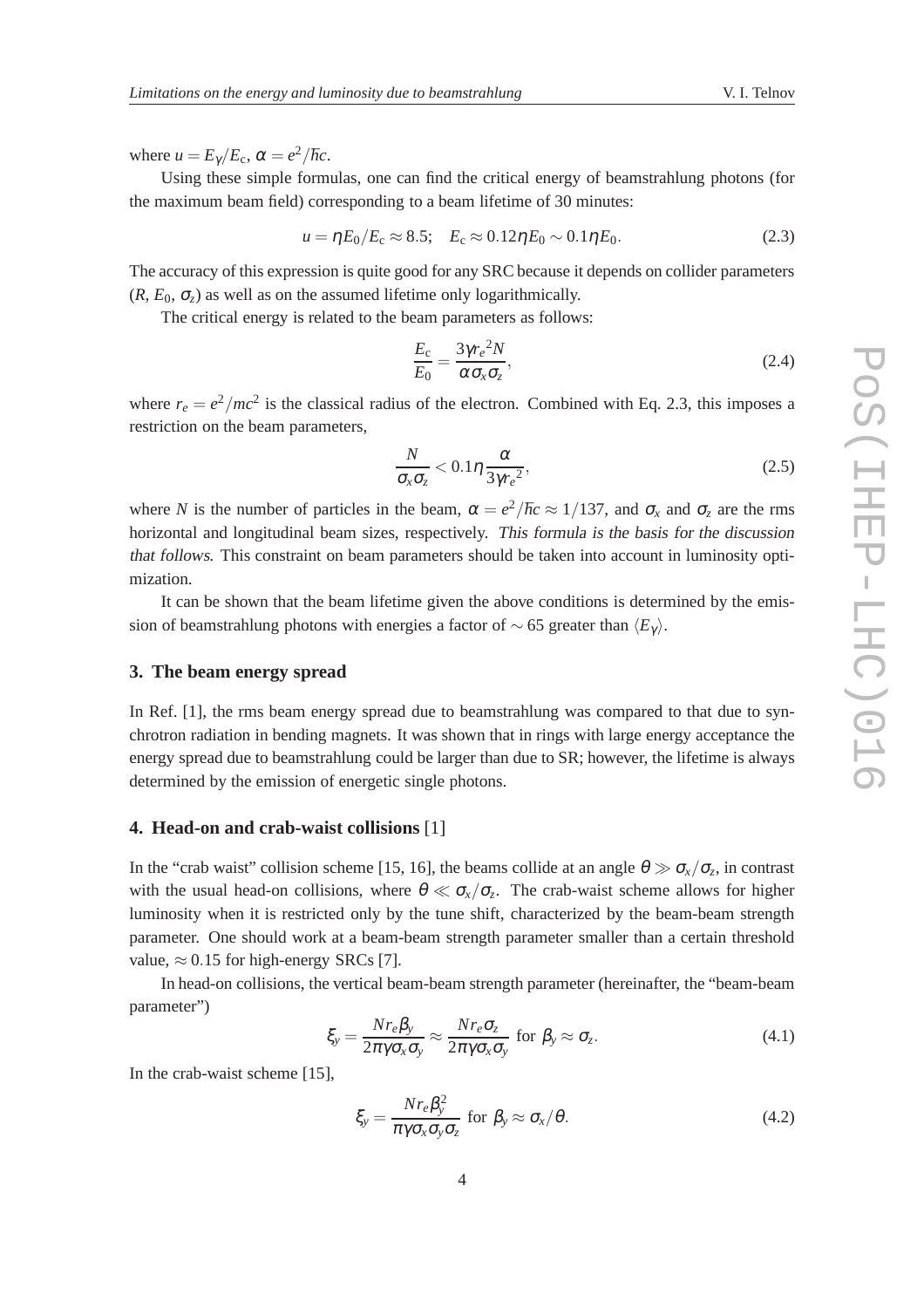where $u = E_\gamma/E_c$, $\alpha = e^2/\hbar c$.

Using these simple formulas, one can find the critical energy of beamstrahlung photons (for the maximum beam field) corresponding to a beam lifetime of 30 minutes:

$$u = \eta E_0/E_c \approx 8.5; \quad E_c \approx 0.12\eta E_0 \sim 0.1\eta E_0. \tag{2.3}$$

The accuracy of this expression is quite good for any SRC because it depends on collider parameters ($R$, $E_0$, $\sigma_z$) as well as on the assumed lifetime only logarithmically.

The critical energy is related to the beam parameters as follows:

$$\frac{E_c}{E_0} = \frac{3\gamma r_e{}^2 N}{\alpha \sigma_x \sigma_z}, \tag{2.4}$$

where $r_e = e^2/mc^2$ is the classical radius of the electron. Combined with Eq. 2.3, this imposes a restriction on the beam parameters,

$$\frac{N}{\sigma_x \sigma_z} < 0.1\eta \frac{\alpha}{3\gamma r_e{}^2}, \tag{2.5}$$

where $N$ is the number of particles in the beam, $\alpha = e^2/\hbar c \approx 1/137$, and $\sigma_x$ and $\sigma_z$ are the rms horizontal and longitudinal beam sizes, respectively. *This formula is the basis for the discussion that follows*. This constraint on beam parameters should be taken into account in luminosity optimization.

It can be shown that the beam lifetime given the above conditions is determined by the emission of beamstrahlung photons with energies a factor of $\sim 65$ greater than $\langle E_\gamma \rangle$.

## 3. The beam energy spread

In Ref. [1], the rms beam energy spread due to beamstrahlung was compared to that due to synchrotron radiation in bending magnets. It was shown that in rings with large energy acceptance the energy spread due to beamstrahlung could be larger than due to SR; however, the lifetime is always determined by the emission of energetic single photons.

## 4. Head-on and crab-waist collisions [1]

In the "crab waist" collision scheme [15, 16], the beams collide at an angle $\theta \gg \sigma_x/\sigma_z$, in contrast with the usual head-on collisions, where $\theta \ll \sigma_x/\sigma_z$. The crab-waist scheme allows for higher luminosity when it is restricted only by the tune shift, characterized by the beam-beam strength parameter. One should work at a beam-beam strength parameter smaller than a certain threshold value, $\approx 0.15$ for high-energy SRCs [7].

In head-on collisions, the vertical beam-beam strength parameter (hereinafter, the "beam-beam parameter")

$$\xi_y = \frac{N r_e \beta_y}{2\pi\gamma\sigma_x\sigma_y} \approx \frac{N r_e \sigma_z}{2\pi\gamma\sigma_x\sigma_y} \text{ for } \beta_y \approx \sigma_z. \tag{4.1}$$

In the crab-waist scheme [15],

$$\xi_y = \frac{N r_e \beta_y^2}{\pi\gamma\sigma_x\sigma_y\sigma_z} \text{ for } \beta_y \approx \sigma_x/\theta. \tag{4.2}$$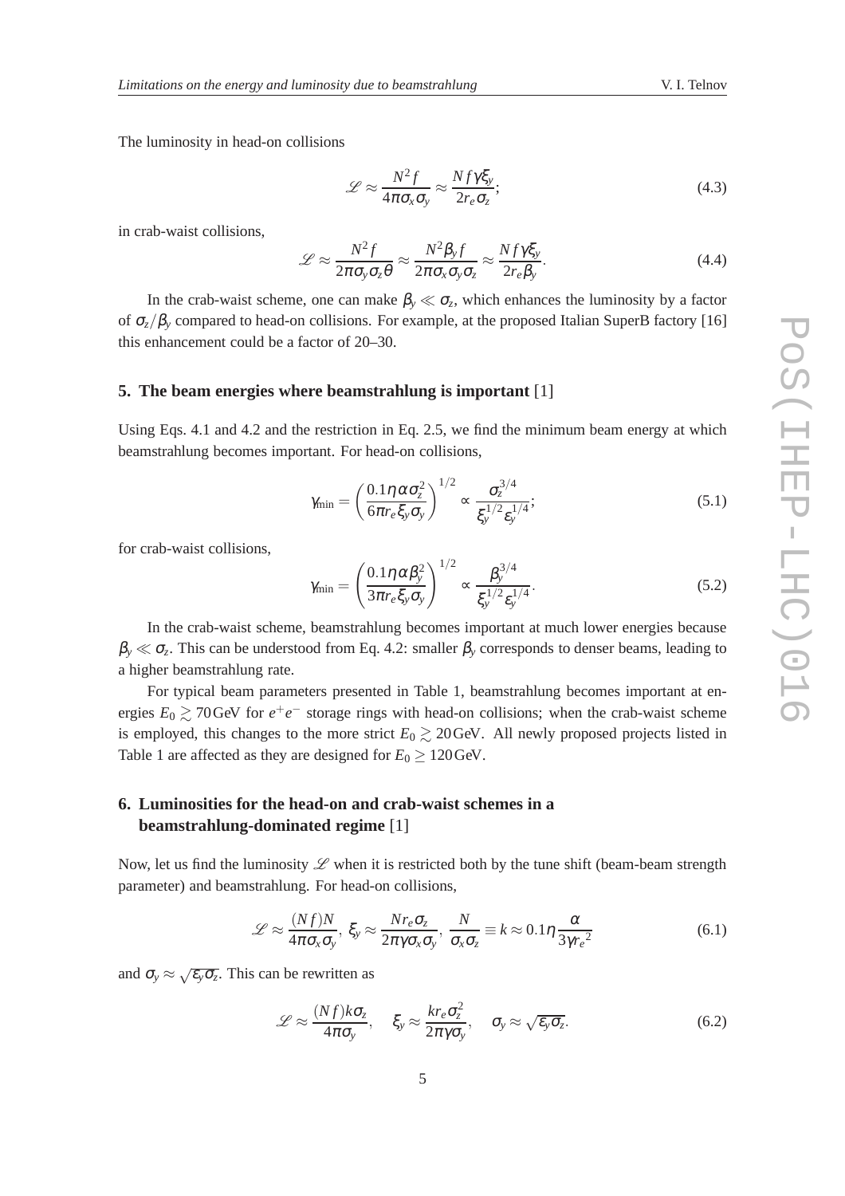The luminosity in head-on collisions

$$\mathscr{L} \approx \frac{N^2 f}{4\pi\sigma_x\sigma_y} \approx \frac{N f \gamma \xi_y}{2 r_e \sigma_z}; \tag{4.3}$$

in crab-waist collisions,

$$\mathscr{L} \approx \frac{N^2 f}{2\pi\sigma_y\sigma_z\theta} \approx \frac{N^2 \beta_y f}{2\pi\sigma_x\sigma_y\sigma_z} \approx \frac{N f \gamma \xi_y}{2 r_e \beta_y}. \tag{4.4}$$

In the crab-waist scheme, one can make $\beta_y \ll \sigma_z$, which enhances the luminosity by a factor of $\sigma_z/\beta_y$ compared to head-on collisions. For example, at the proposed Italian SuperB factory [16] this enhancement could be a factor of 20–30.

## 5. The beam energies where beamstrahlung is important [1]

Using Eqs. 4.1 and 4.2 and the restriction in Eq. 2.5, we find the minimum beam energy at which beamstrahlung becomes important. For head-on collisions,

$$\gamma_{\min} = \left(\frac{0.1\eta\alpha\sigma_z^2}{6\pi r_e \xi_y \sigma_y}\right)^{1/2} \propto \frac{\sigma_z^{3/4}}{\xi_y^{1/2}\varepsilon_y^{1/4}}; \tag{5.1}$$

for crab-waist collisions,

$$\gamma_{\min} = \left(\frac{0.1\eta\alpha\beta_y^2}{3\pi r_e \xi_y \sigma_y}\right)^{1/2} \propto \frac{\beta_y^{3/4}}{\xi_y^{1/2}\varepsilon_y^{1/4}}. \tag{5.2}$$

In the crab-waist scheme, beamstrahlung becomes important at much lower energies because $\beta_y \ll \sigma_z$. This can be understood from Eq. 4.2: smaller $\beta_y$ corresponds to denser beams, leading to a higher beamstrahlung rate.

For typical beam parameters presented in Table 1, beamstrahlung becomes important at energies $E_0 \gtrsim 70\,\mathrm{GeV}$ for $e^+e^-$ storage rings with head-on collisions; when the crab-waist scheme is employed, this changes to the more strict $E_0 \gtrsim 20\,\mathrm{GeV}$. All newly proposed projects listed in Table 1 are affected as they are designed for $E_0 \geq 120\,\mathrm{GeV}$.

## 6. Luminosities for the head-on and crab-waist schemes in a beamstrahlung-dominated regime [1]

Now, let us find the luminosity $\mathscr{L}$ when it is restricted both by the tune shift (beam-beam strength parameter) and beamstrahlung. For head-on collisions,

$$\mathscr{L} \approx \frac{(Nf)N}{4\pi\sigma_x\sigma_y},\ \xi_y \approx \frac{N r_e \sigma_z}{2\pi\gamma\sigma_x\sigma_y},\ \frac{N}{\sigma_x\sigma_z} \equiv k \approx 0.1\eta\frac{\alpha}{3\gamma r_e{}^2} \tag{6.1}$$

and $\sigma_y \approx \sqrt{\varepsilon_y\sigma_z}$. This can be rewritten as

$$\mathscr{L} \approx \frac{(Nf)k\sigma_z}{4\pi\sigma_y}, \quad \xi_y \approx \frac{k r_e \sigma_z^2}{2\pi\gamma\sigma_y}, \quad \sigma_y \approx \sqrt{\varepsilon_y\sigma_z}. \tag{6.2}$$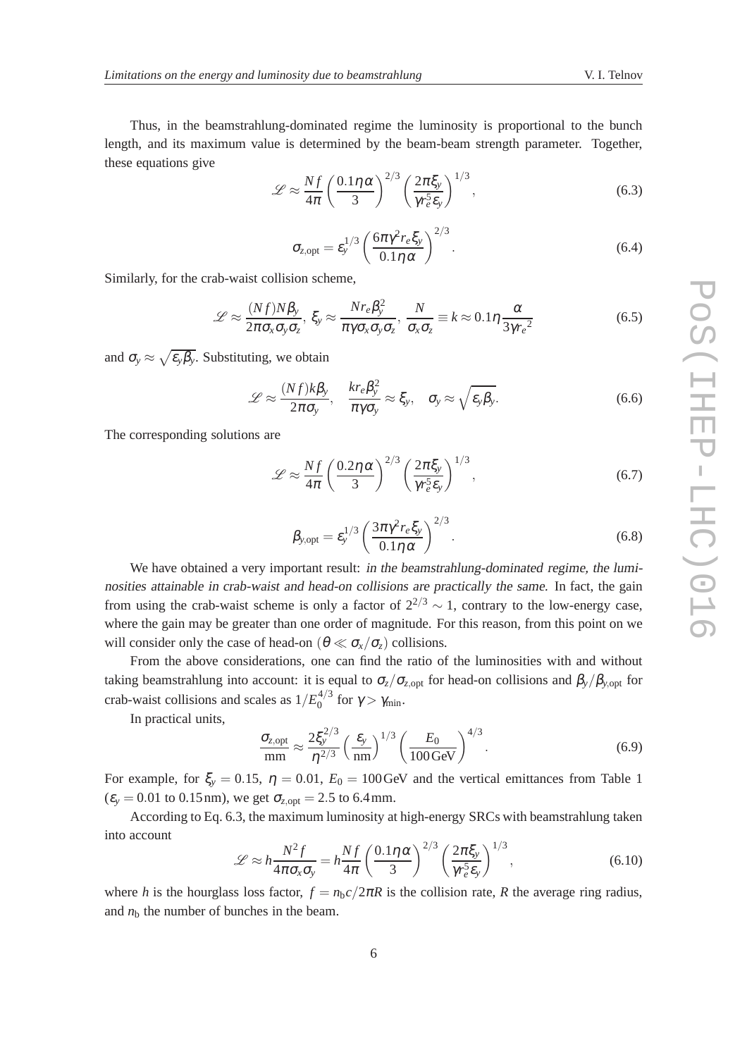Thus, in the beamstrahlung-dominated regime the luminosity is proportional to the bunch length, and its maximum value is determined by the beam-beam strength parameter. Together, these equations give

$$\mathscr{L} \approx \frac{Nf}{4\pi}\left(\frac{0.1\eta\alpha}{3}\right)^{2/3}\left(\frac{2\pi\xi_y}{\gamma r_e^5 \varepsilon_y}\right)^{1/3}, \tag{6.3}$$

$$\sigma_{z,\text{opt}} = \varepsilon_y^{1/3}\left(\frac{6\pi\gamma^2 r_e \xi_y}{0.1\eta\alpha}\right)^{2/3}. \tag{6.4}$$

Similarly, for the crab-waist collision scheme,

$$\mathscr{L} \approx \frac{(Nf)N\beta_y}{2\pi\sigma_x\sigma_y\sigma_z}, \; \xi_y \approx \frac{Nr_e\beta_y^2}{\pi\gamma\sigma_x\sigma_y\sigma_z}, \; \frac{N}{\sigma_x\sigma_z} \equiv k \approx 0.1\eta\frac{\alpha}{3\gamma r_e{}^2} \tag{6.5}$$

and $\sigma_y \approx \sqrt{\varepsilon_y\beta_y}$. Substituting, we obtain

$$\mathscr{L} \approx \frac{(Nf)k\beta_y}{2\pi\sigma_y}, \quad \frac{kr_e\beta_y^2}{\pi\gamma\sigma_y} \approx \xi_y, \quad \sigma_y \approx \sqrt{\varepsilon_y\beta_y}. \tag{6.6}$$

The corresponding solutions are

$$\mathscr{L} \approx \frac{Nf}{4\pi}\left(\frac{0.2\eta\alpha}{3}\right)^{2/3}\left(\frac{2\pi\xi_y}{\gamma r_e^5 \varepsilon_y}\right)^{1/3}, \tag{6.7}$$

$$\beta_{y,\text{opt}} = \varepsilon_y^{1/3}\left(\frac{3\pi\gamma^2 r_e \xi_y}{0.1\eta\alpha}\right)^{2/3}. \tag{6.8}$$

We have obtained a very important result: *in the beamstrahlung-dominated regime, the luminosities attainable in crab-waist and head-on collisions are practically the same*. In fact, the gain from using the crab-waist scheme is only a factor of $2^{2/3} \sim 1$, contrary to the low-energy case, where the gain may be greater than one order of magnitude. For this reason, from this point on we will consider only the case of head-on ($\theta \ll \sigma_x/\sigma_z$) collisions.

From the above considerations, one can find the ratio of the luminosities with and without taking beamstrahlung into account: it is equal to $\sigma_z/\sigma_{z,\text{opt}}$ for head-on collisions and $\beta_y/\beta_{y,\text{opt}}$ for crab-waist collisions and scales as $1/E_0^{4/3}$ for $\gamma > \gamma_{\text{min}}$.

In practical units,

$$\frac{\sigma_{z,\text{opt}}}{\text{mm}} \approx \frac{2\xi_y^{2/3}}{\eta^{2/3}}\left(\frac{\varepsilon_y}{\text{nm}}\right)^{1/3}\left(\frac{E_0}{100\,\text{GeV}}\right)^{4/3}. \tag{6.9}$$

For example, for $\xi_y = 0.15$, $\eta = 0.01$, $E_0 = 100\,\text{GeV}$ and the vertical emittances from Table 1 ($\varepsilon_y = 0.01$ to $0.15\,\text{nm}$), we get $\sigma_{z,\text{opt}} = 2.5$ to $6.4\,\text{mm}$.

According to Eq. 6.3, the maximum luminosity at high-energy SRCs with beamstrahlung taken into account

$$\mathscr{L} \approx h\frac{N^2 f}{4\pi\sigma_x\sigma_y} = h\frac{Nf}{4\pi}\left(\frac{0.1\eta\alpha}{3}\right)^{2/3}\left(\frac{2\pi\xi_y}{\gamma r_e^5 \varepsilon_y}\right)^{1/3}, \tag{6.10}$$

where $h$ is the hourglass loss factor, $f = n_\text{b}c/2\pi R$ is the collision rate, $R$ the average ring radius, and $n_\text{b}$ the number of bunches in the beam.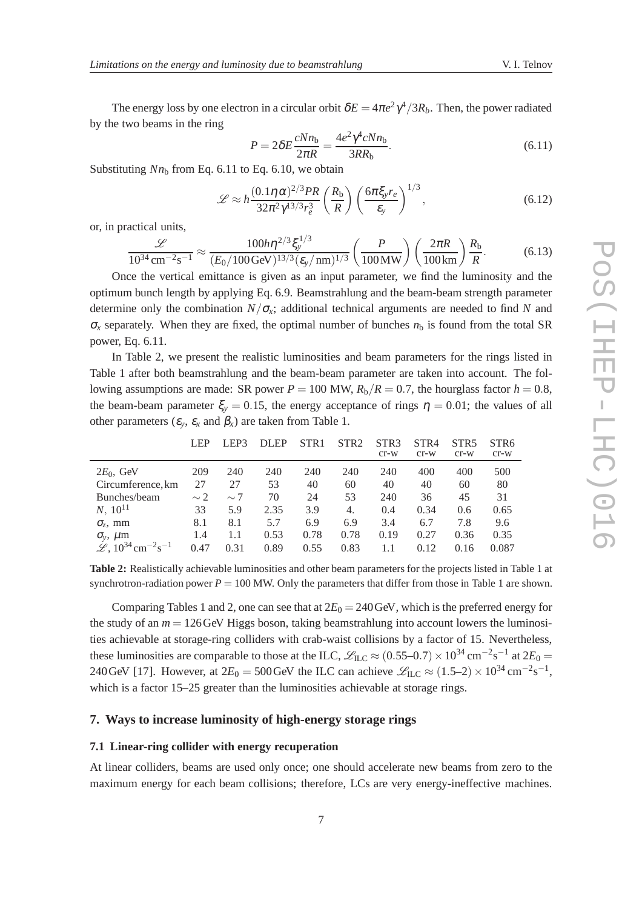The energy loss by one electron in a circular orbit $\delta E = 4\pi e^2\gamma^4/3R_b$. Then, the power radiated by the two beams in the ring

$$P = 2\delta E \frac{cNn_{\rm b}}{2\pi R} = \frac{4e^2\gamma^4 cNn_{\rm b}}{3RR_{\rm b}}. \tag{6.11}$$

Substituting $Nn_{\rm b}$ from Eq. 6.11 to Eq. 6.10, we obtain

$$\mathscr{L} \approx h\frac{(0.1\eta\alpha)^{2/3}PR}{32\pi^2\gamma^{13/3}r_e^3}\left(\frac{R_{\rm b}}{R}\right)\left(\frac{6\pi\xi_y r_e}{\varepsilon_y}\right)^{1/3}, \tag{6.12}$$

or, in practical units,

$$\frac{\mathscr{L}}{10^{34}\,{\rm cm^{-2}s^{-1}}} \approx \frac{100h\eta^{2/3}\xi_y^{1/3}}{(E_0/100\,{\rm GeV})^{13/3}(\varepsilon_y/{\rm nm})^{1/3}}\left(\frac{P}{100\,{\rm MW}}\right)\left(\frac{2\pi R}{100\,{\rm km}}\right)\frac{R_{\rm b}}{R}. \tag{6.13}$$

Once the vertical emittance is given as an input parameter, we find the luminosity and the optimum bunch length by applying Eq. 6.9. Beamstrahlung and the beam-beam strength parameter determine only the combination $N/\sigma_x$; additional technical arguments are needed to find $N$ and $\sigma_x$ separately. When they are fixed, the optimal number of bunches $n_{\rm b}$ is found from the total SR power, Eq. 6.11.

In Table 2, we present the realistic luminosities and beam parameters for the rings listed in Table 1 after both beamstrahlung and the beam-beam parameter are taken into account. The following assumptions are made: SR power $P = 100$ MW, $R_{\rm b}/R = 0.7$, the hourglass factor $h = 0.8$, the beam-beam parameter $\xi_y = 0.15$, the energy acceptance of rings $\eta = 0.01$; the values of all other parameters ($\varepsilon_y$, $\varepsilon_x$ and $\beta_x$) are taken from Table 1.

| | LEP | LEP3 | DLEP | STR1 | STR2 | STR3 cr-w | STR4 cr-w | STR5 cr-w | STR6 cr-w |
|---|---|---|---|---|---|---|---|---|---|
| $2E_0$, GeV | 209 | 240 | 240 | 240 | 240 | 240 | 400 | 400 | 500 |
| Circumference, km | 27 | 27 | 53 | 40 | 60 | 40 | 40 | 60 | 80 |
| Bunches/beam | $\sim 2$ | $\sim 7$ | 70 | 24 | 53 | 240 | 36 | 45 | 31 |
| $N$, $10^{11}$ | 33 | 5.9 | 2.35 | 3.9 | 4. | 0.4 | 0.34 | 0.6 | 0.65 |
| $\sigma_z$, mm | 8.1 | 8.1 | 5.7 | 6.9 | 6.9 | 3.4 | 6.7 | 7.8 | 9.6 |
| $\sigma_y$, $\mu$m | 1.4 | 1.1 | 0.53 | 0.78 | 0.78 | 0.19 | 0.27 | 0.36 | 0.35 |
| $\mathscr{L}$, $10^{34}\,{\rm cm^{-2}s^{-1}}$ | 0.47 | 0.31 | 0.89 | 0.55 | 0.83 | 1.1 | 0.12 | 0.16 | 0.087 |

**Table 2:** Realistically achievable luminosities and other beam parameters for the projects listed in Table 1 at synchrotron-radiation power $P = 100$ MW. Only the parameters that differ from those in Table 1 are shown.

Comparing Tables 1 and 2, one can see that at $2E_0 = 240$ GeV, which is the preferred energy for the study of an $m = 126$ GeV Higgs boson, taking beamstrahlung into account lowers the luminosities achievable at storage-ring colliders with crab-waist collisions by a factor of 15. Nevertheless, these luminosities are comparable to those at the ILC, $\mathscr{L}_{\rm ILC} \approx (0.55–0.7)\times 10^{34}\,{\rm cm^{-2}s^{-1}}$ at $2E_0 = 240$ GeV [17]. However, at $2E_0 = 500$ GeV the ILC can achieve $\mathscr{L}_{\rm ILC} \approx (1.5–2)\times 10^{34}\,{\rm cm^{-2}s^{-1}}$, which is a factor 15–25 greater than the luminosities achievable at storage rings.

## 7. Ways to increase luminosity of high-energy storage rings

### 7.1 Linear-ring collider with energy recuperation

At linear colliders, beams are used only once; one should accelerate new beams from zero to the maximum energy for each beam collisions; therefore, LCs are very energy-ineffective machines.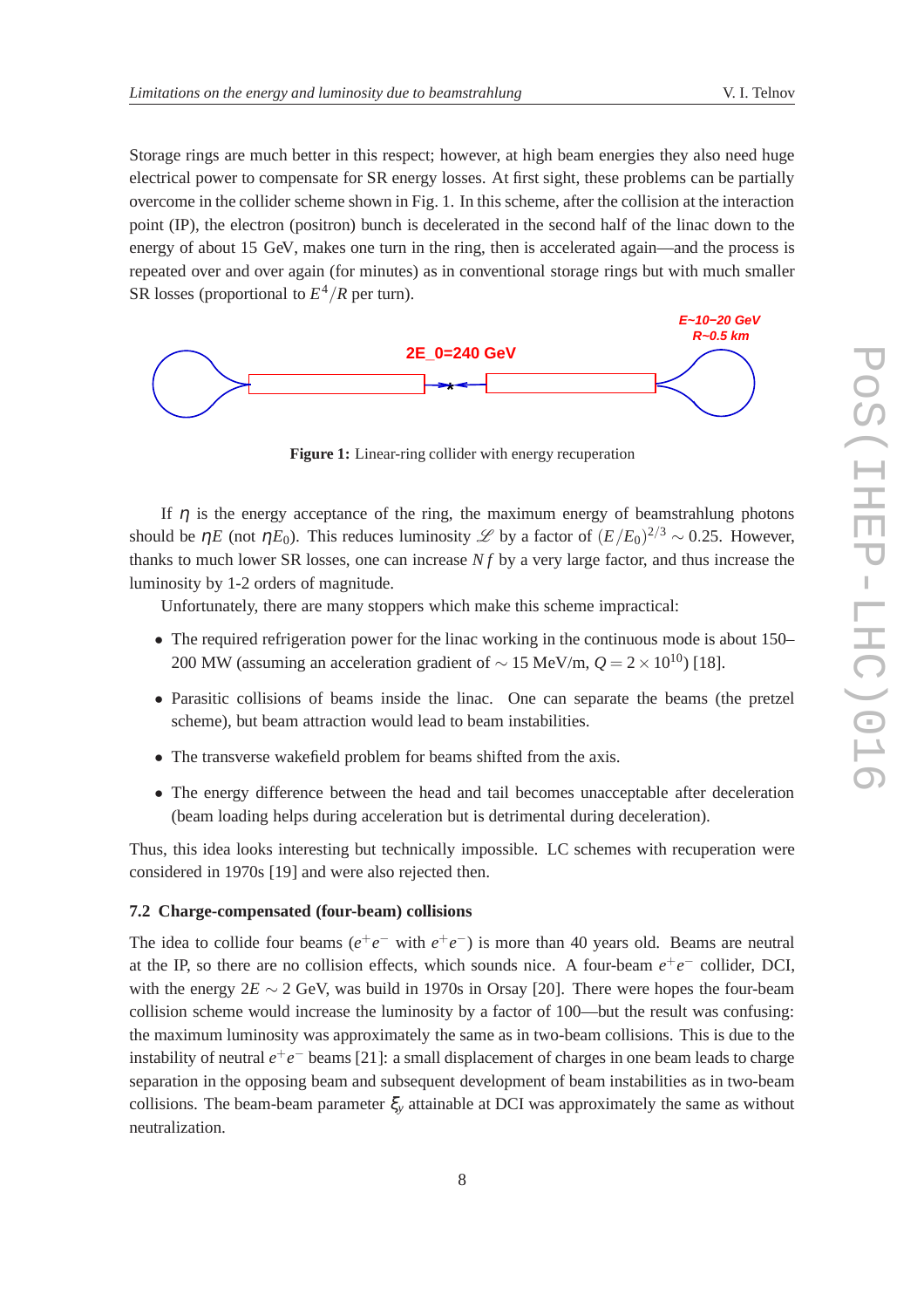Storage rings are much better in this respect; however, at high beam energies they also need huge electrical power to compensate for SR energy losses. At first sight, these problems can be partially overcome in the collider scheme shown in Fig. 1. In this scheme, after the collision at the interaction point (IP), the electron (positron) bunch is decelerated in the second half of the linac down to the energy of about 15 GeV, makes one turn in the ring, then is accelerated again—and the process is repeated over and over again (for minutes) as in conventional storage rings but with much smaller SR losses (proportional to $E^4/R$ per turn).

**Figure 1:** Linear-ring collider with energy recuperation

If $\eta$ is the energy acceptance of the ring, the maximum energy of beamstrahlung photons should be $\eta E$ (not $\eta E_0$). This reduces luminosity $\mathscr{L}$ by a factor of $(E/E_0)^{2/3} \sim 0.25$. However, thanks to much lower SR losses, one can increase $Nf$ by a very large factor, and thus increase the luminosity by 1-2 orders of magnitude.

Unfortunately, there are many stoppers which make this scheme impractical:

- The required refrigeration power for the linac working in the continuous mode is about 150–200 MW (assuming an acceleration gradient of $\sim 15$ MeV/m, $Q = 2 \times 10^{10}$) [18].
- Parasitic collisions of beams inside the linac. One can separate the beams (the pretzel scheme), but beam attraction would lead to beam instabilities.
- The transverse wakefield problem for beams shifted from the axis.
- The energy difference between the head and tail becomes unacceptable after deceleration (beam loading helps during acceleration but is detrimental during deceleration).

Thus, this idea looks interesting but technically impossible. LC schemes with recuperation were considered in 1970s [19] and were also rejected then.

### 7.2 Charge-compensated (four-beam) collisions

The idea to collide four beams ($e^+e^-$ with $e^+e^-$) is more than 40 years old. Beams are neutral at the IP, so there are no collision effects, which sounds nice. A four-beam $e^+e^-$ collider, DCI, with the energy $2E \sim 2$ GeV, was build in 1970s in Orsay [20]. There were hopes the four-beam collision scheme would increase the luminosity by a factor of 100—but the result was confusing: the maximum luminosity was approximately the same as in two-beam collisions. This is due to the instability of neutral $e^+e^-$ beams [21]: a small displacement of charges in one beam leads to charge separation in the opposing beam and subsequent development of beam instabilities as in two-beam collisions. The beam-beam parameter $\xi_y$ attainable at DCI was approximately the same as without neutralization.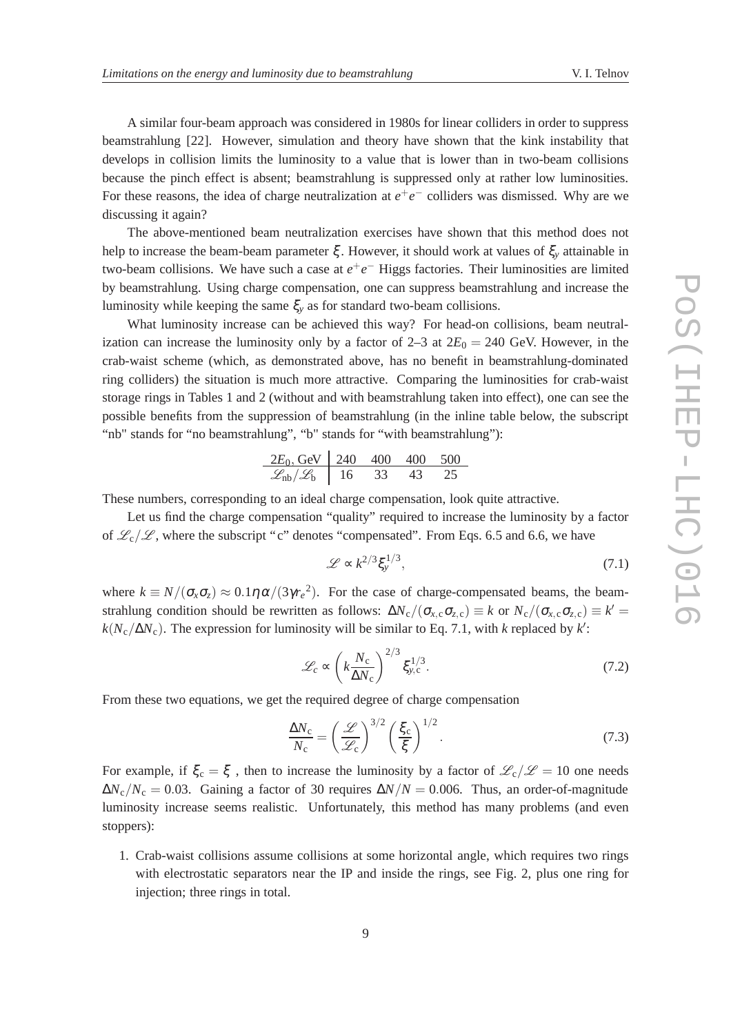A similar four-beam approach was considered in 1980s for linear colliders in order to suppress beamstrahlung [22]. However, simulation and theory have shown that the kink instability that develops in collision limits the luminosity to a value that is lower than in two-beam collisions because the pinch effect is absent; beamstrahlung is suppressed only at rather low luminosities. For these reasons, the idea of charge neutralization at $e^+e^-$ colliders was dismissed. Why are we discussing it again?

The above-mentioned beam neutralization exercises have shown that this method does not help to increase the beam-beam parameter $\xi$. However, it should work at values of $\xi_y$ attainable in two-beam collisions. We have such a case at $e^+e^-$ Higgs factories. Their luminosities are limited by beamstrahlung. Using charge compensation, one can suppress beamstrahlung and increase the luminosity while keeping the same $\xi_y$ as for standard two-beam collisions.

What luminosity increase can be achieved this way? For head-on collisions, beam neutralization can increase the luminosity only by a factor of 2–3 at $2E_0 = 240$ GeV. However, in the crab-waist scheme (which, as demonstrated above, has no benefit in beamstrahlung-dominated ring colliders) the situation is much more attractive. Comparing the luminosities for crab-waist storage rings in Tables 1 and 2 (without and with beamstrahlung taken into effect), one can see the possible benefits from the suppression of beamstrahlung (in the inline table below, the subscript "nb" stands for "no beamstrahlung", "b" stands for "with beamstrahlung"):

| $2E_0$, GeV | 240 | 400 | 400 | 500 |
|---|---|---|---|---|
| $\mathscr{L}_{\rm nb}/\mathscr{L}_{\rm b}$ | 16 | 33 | 43 | 25 |

These numbers, corresponding to an ideal charge compensation, look quite attractive.

Let us find the charge compensation "quality" required to increase the luminosity by a factor of $\mathscr{L}_{\rm c}/\mathscr{L}$, where the subscript "c" denotes "compensated". From Eqs. 6.5 and 6.6, we have

$$\mathscr{L} \propto k^{2/3}\xi_y^{1/3}, \tag{7.1}$$

where $k \equiv N/(\sigma_x\sigma_z) \approx 0.1\eta\alpha/(3\gamma r_e{}^2)$. For the case of charge-compensated beams, the beamstrahlung condition should be rewritten as follows: $\Delta N_{\rm c}/(\sigma_{x,\rm c}\sigma_{z,\rm c}) \equiv k$ or $N_{\rm c}/(\sigma_{x,\rm c}\sigma_{z,\rm c}) \equiv k' = k(N_{\rm c}/\Delta N_{\rm c})$. The expression for luminosity will be similar to Eq. 7.1, with $k$ replaced by $k'$:

$$\mathscr{L}_c \propto \left(k\frac{N_{\rm c}}{\Delta N_{\rm c}}\right)^{2/3}\xi_{y,\rm c}^{1/3}. \tag{7.2}$$

From these two equations, we get the required degree of charge compensation

$$\frac{\Delta N_{\rm c}}{N_{\rm c}} = \left(\frac{\mathscr{L}}{\mathscr{L}_{\rm c}}\right)^{3/2}\left(\frac{\xi_{\rm c}}{\xi}\right)^{1/2}. \tag{7.3}$$

For example, if $\xi_{\rm c} = \xi$ , then to increase the luminosity by a factor of $\mathscr{L}_{\rm c}/\mathscr{L} = 10$ one needs $\Delta N_{\rm c}/N_{\rm c} = 0.03$. Gaining a factor of 30 requires $\Delta N/N = 0.006$. Thus, an order-of-magnitude luminosity increase seems realistic. Unfortunately, this method has many problems (and even stoppers):

1. Crab-waist collisions assume collisions at some horizontal angle, which requires two rings with electrostatic separators near the IP and inside the rings, see Fig. 2, plus one ring for injection; three rings in total.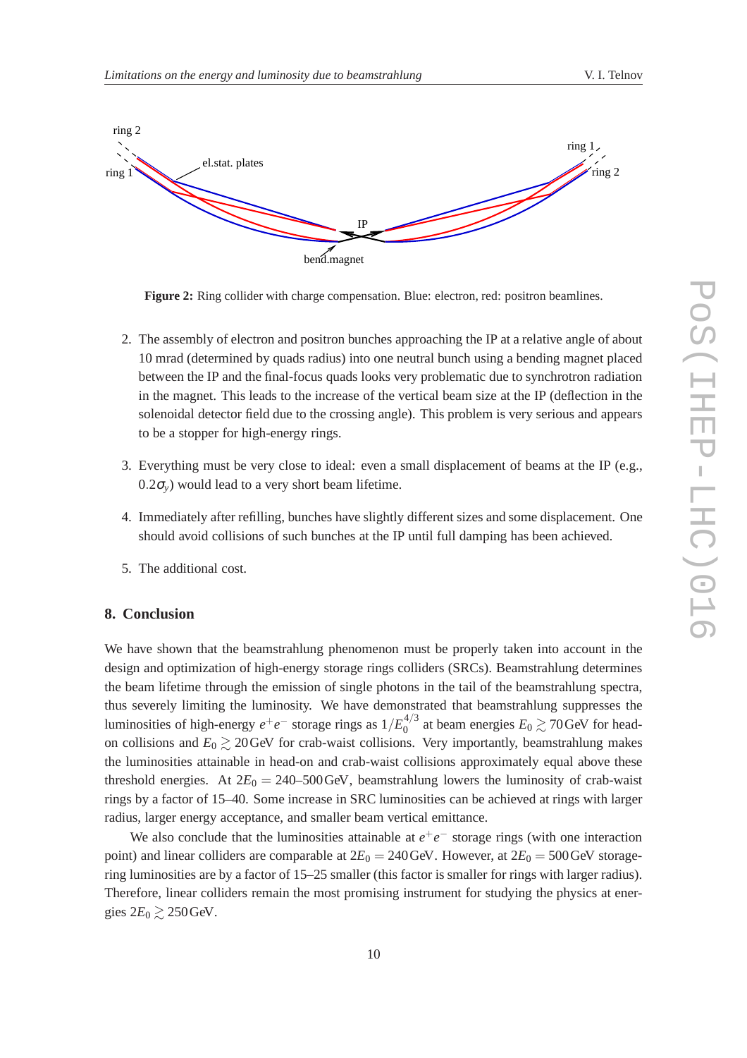**Figure 2:** Ring collider with charge compensation. Blue: electron, red: positron beamlines.

2. The assembly of electron and positron bunches approaching the IP at a relative angle of about 10 mrad (determined by quads radius) into one neutral bunch using a bending magnet placed between the IP and the final-focus quads looks very problematic due to synchrotron radiation in the magnet. This leads to the increase of the vertical beam size at the IP (deflection in the solenoidal detector field due to the crossing angle). This problem is very serious and appears to be a stopper for high-energy rings.

3. Everything must be very close to ideal: even a small displacement of beams at the IP (e.g., $0.2\sigma_y$) would lead to a very short beam lifetime.

4. Immediately after refilling, bunches have slightly different sizes and some displacement. One should avoid collisions of such bunches at the IP until full damping has been achieved.

5. The additional cost.

## 8. Conclusion

We have shown that the beamstrahlung phenomenon must be properly taken into account in the design and optimization of high-energy storage rings colliders (SRCs). Beamstrahlung determines the beam lifetime through the emission of single photons in the tail of the beamstrahlung spectra, thus severely limiting the luminosity. We have demonstrated that beamstrahlung suppresses the luminosities of high-energy $e^+e^-$ storage rings as $1/E_0^{4/3}$ at beam energies $E_0 \gtrsim 70\,\text{GeV}$ for head-on collisions and $E_0 \gtrsim 20\,\text{GeV}$ for crab-waist collisions. Very importantly, beamstrahlung makes the luminosities attainable in head-on and crab-waist collisions approximately equal above these threshold energies. At $2E_0 = 240$–$500\,\text{GeV}$, beamstrahlung lowers the luminosity of crab-waist rings by a factor of 15–40. Some increase in SRC luminosities can be achieved at rings with larger radius, larger energy acceptance, and smaller beam vertical emittance.

We also conclude that the luminosities attainable at $e^+e^-$ storage rings (with one interaction point) and linear colliders are comparable at $2E_0 = 240\,\text{GeV}$. However, at $2E_0 = 500\,\text{GeV}$ storage-ring luminosities are by a factor of 15–25 smaller (this factor is smaller for rings with larger radius). Therefore, linear colliders remain the most promising instrument for studying the physics at energies $2E_0 \gtrsim 250\,\text{GeV}$.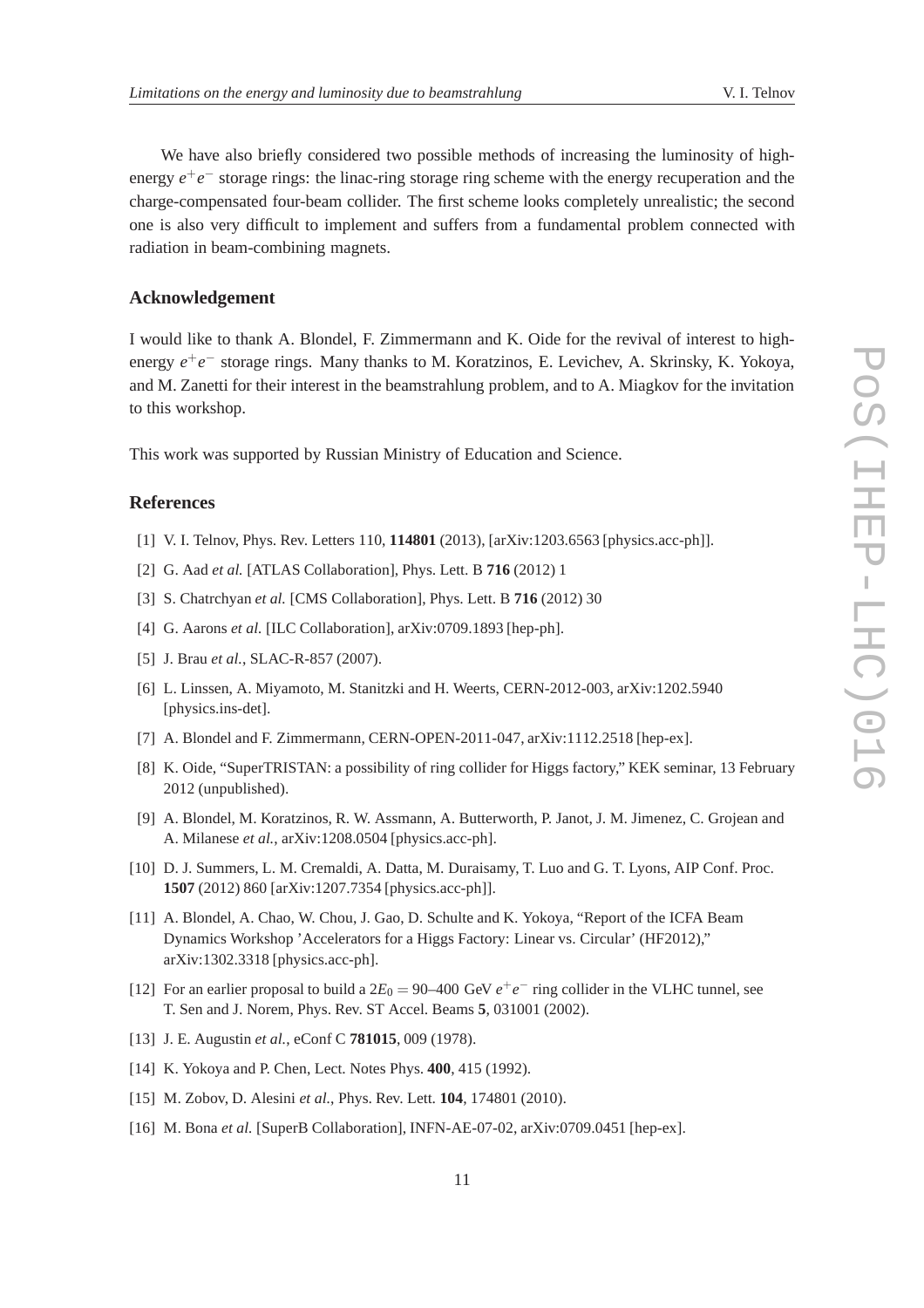We have also briefly considered two possible methods of increasing the luminosity of high-energy $e^+e^-$ storage rings: the linac-ring storage ring scheme with the energy recuperation and the charge-compensated four-beam collider. The first scheme looks completely unrealistic; the second one is also very difficult to implement and suffers from a fundamental problem connected with radiation in beam-combining magnets.

### Acknowledgement

I would like to thank A. Blondel, F. Zimmermann and K. Oide for the revival of interest to high-energy $e^+e^-$ storage rings. Many thanks to M. Koratzinos, E. Levichev, A. Skrinsky, K. Yokoya, and M. Zanetti for their interest in the beamstrahlung problem, and to A. Miagkov for the invitation to this workshop.

This work was supported by Russian Ministry of Education and Science.

### References

[1] V. I. Telnov, Phys. Rev. Letters 110, **114801** (2013), [arXiv:1203.6563 [physics.acc-ph]].

[2] G. Aad *et al.* [ATLAS Collaboration], Phys. Lett. B **716** (2012) 1

[3] S. Chatrchyan *et al.* [CMS Collaboration], Phys. Lett. B **716** (2012) 30

[4] G. Aarons *et al.* [ILC Collaboration], arXiv:0709.1893 [hep-ph].

[5] J. Brau *et al.*, SLAC-R-857 (2007).

[6] L. Linssen, A. Miyamoto, M. Stanitzki and H. Weerts, CERN-2012-003, arXiv:1202.5940 [physics.ins-det].

[7] A. Blondel and F. Zimmermann, CERN-OPEN-2011-047, arXiv:1112.2518 [hep-ex].

[8] K. Oide, "SuperTRISTAN: a possibility of ring collider for Higgs factory," KEK seminar, 13 February 2012 (unpublished).

[9] A. Blondel, M. Koratzinos, R. W. Assmann, A. Butterworth, P. Janot, J. M. Jimenez, C. Grojean and A. Milanese *et al.*, arXiv:1208.0504 [physics.acc-ph].

[10] D. J. Summers, L. M. Cremaldi, A. Datta, M. Duraisamy, T. Luo and G. T. Lyons, AIP Conf. Proc. **1507** (2012) 860 [arXiv:1207.7354 [physics.acc-ph]].

[11] A. Blondel, A. Chao, W. Chou, J. Gao, D. Schulte and K. Yokoya, "Report of the ICFA Beam Dynamics Workshop 'Accelerators for a Higgs Factory: Linear vs. Circular' (HF2012)," arXiv:1302.3318 [physics.acc-ph].

[12] For an earlier proposal to build a $2E_0 = 90$–$400$ GeV $e^+e^-$ ring collider in the VLHC tunnel, see T. Sen and J. Norem, Phys. Rev. ST Accel. Beams **5**, 031001 (2002).

[13] J. E. Augustin *et al.*, eConf C **781015**, 009 (1978).

[14] K. Yokoya and P. Chen, Lect. Notes Phys. **400**, 415 (1992).

[15] M. Zobov, D. Alesini *et al.*, Phys. Rev. Lett. **104**, 174801 (2010).

[16] M. Bona *et al.* [SuperB Collaboration], INFN-AE-07-02, arXiv:0709.0451 [hep-ex].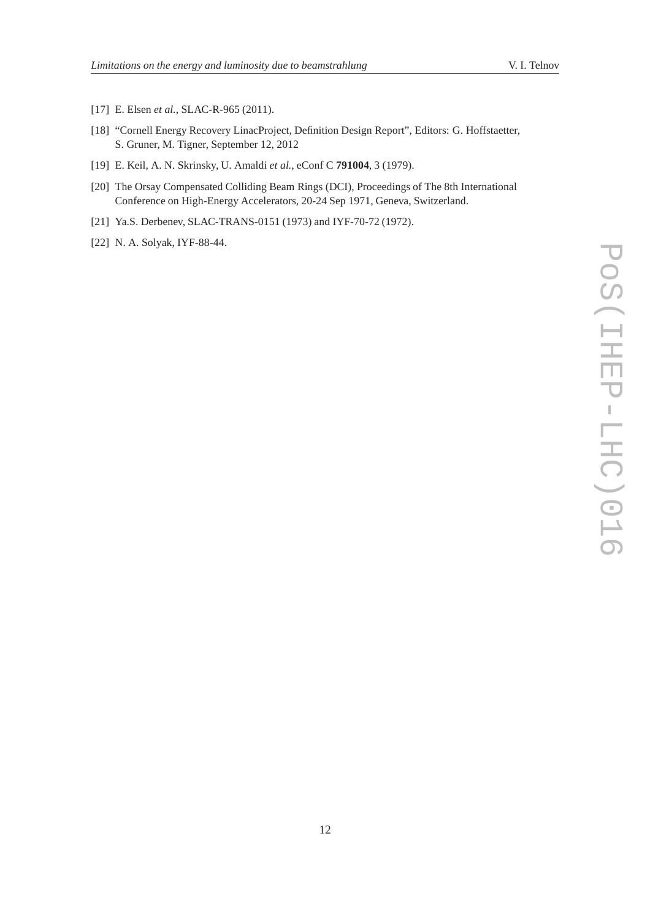[17] E. Elsen *et al.*, SLAC-R-965 (2011).

[18] "Cornell Energy Recovery LinacProject, Definition Design Report", Editors: G. Hoffstaetter, S. Gruner, M. Tigner, September 12, 2012

[19] E. Keil, A. N. Skrinsky, U. Amaldi *et al.*, eConf C **791004**, 3 (1979).

[20] The Orsay Compensated Colliding Beam Rings (DCI), Proceedings of The 8th International Conference on High-Energy Accelerators, 20-24 Sep 1971, Geneva, Switzerland.

[21] Ya.S. Derbenev, SLAC-TRANS-0151 (1973) and IYF-70-72 (1972).

[22] N. A. Solyak, IYF-88-44.